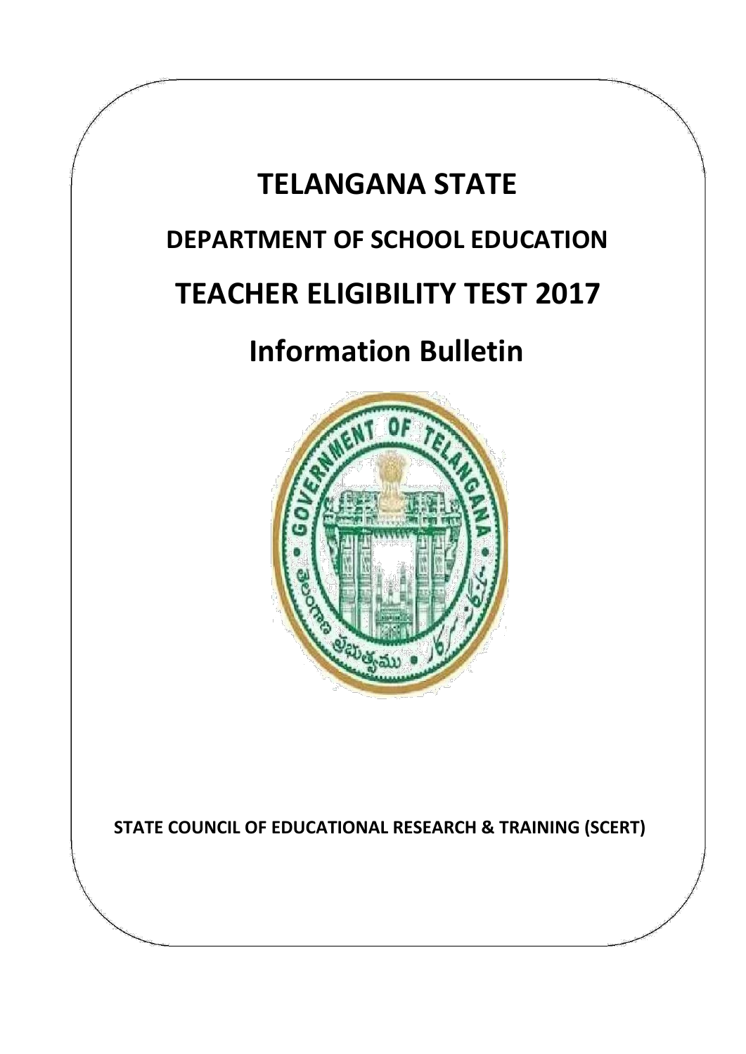# TELANGANA STATE

## DEPARTMENT OF SCHOOL EDUCATION

# TEACHER ELIGIBILITY TEST 2017

# Information Bulletin

**STATE COUNCIL OF EDUCATIONAL RESEARCH & TRAINING (SCERT)**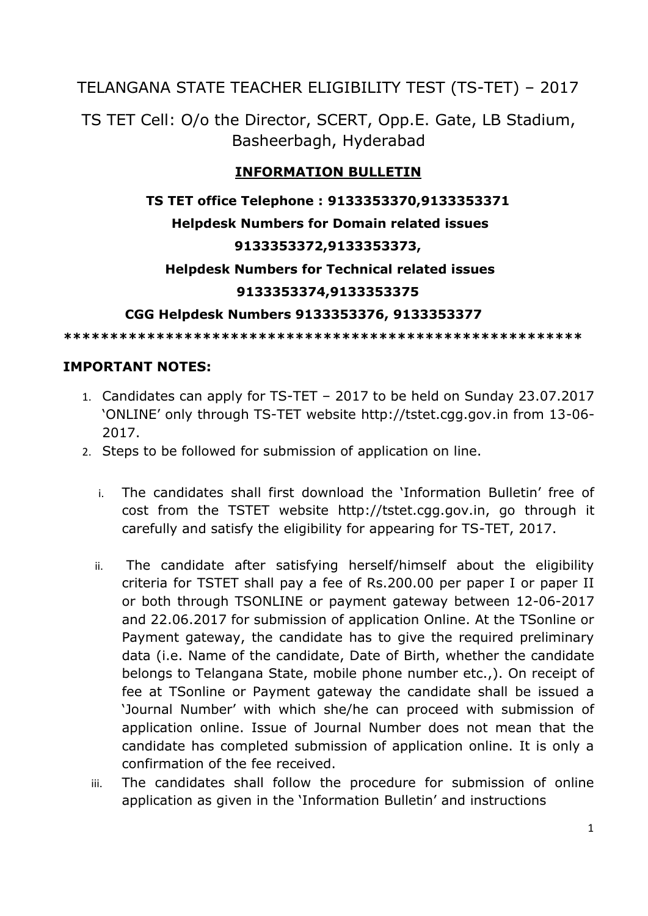# TELANGANA STATE TEACHER ELIGIBILITY TEST (TS-TET) – 2017

## TS TET Cell: O/o the Director, SCERT, Opp.E. Gate, LB Stadium, Basheerbagh, Hyderabad

### INFORMATION BULLETIN

**TS TET office Telephone : 9133353370,9133353371**

**Helpdesk Numbers for Domain related issues**

**9133353372,9133353373,**

**Helpdesk Numbers for Technical related issues**

**9133353374,9133353375**

**CGG Helpdesk Numbers 9133353376, 9133353377**

**\*\*\*\*\*\*\*\*\*\*\*\*\*\*\*\*\*\*\*\*\*\*\*\*\*\*\*\*\*\*\*\*\*\*\*\*\*\*\*\*\*\*\*\*\*\*\*\*\*\*\*\*\*\*\*\***

**IMPORTANT NOTES:**

1. Candidates can apply for TS-TET – 2017 to be held on Sunday 23.07.2017 'ONLINE' only through TS-TET website http://tstet.cgg.gov.in from 13-06-2017.
2. Steps to be followed for submission of application on line.

   i. The candidates shall first download the 'Information Bulletin' free of cost from the TSTET website http://tstet.cgg.gov.in, go through it carefully and satisfy the eligibility for appearing for TS-TET, 2017.

   ii. The candidate after satisfying herself/himself about the eligibility criteria for TSTET shall pay a fee of Rs.200.00 per paper I or paper II or both through TSONLINE or payment gateway between 12-06-2017 and 22.06.2017 for submission of application Online. At the TSonline or Payment gateway, the candidate has to give the required preliminary data (i.e. Name of the candidate, Date of Birth, whether the candidate belongs to Telangana State, mobile phone number etc.,). On receipt of fee at TSonline or Payment gateway the candidate shall be issued a 'Journal Number' with which she/he can proceed with submission of application online. Issue of Journal Number does not mean that the candidate has completed submission of application online. It is only a confirmation of the fee received.

   iii. The candidates shall follow the procedure for submission of online application as given in the 'Information Bulletin' and instructions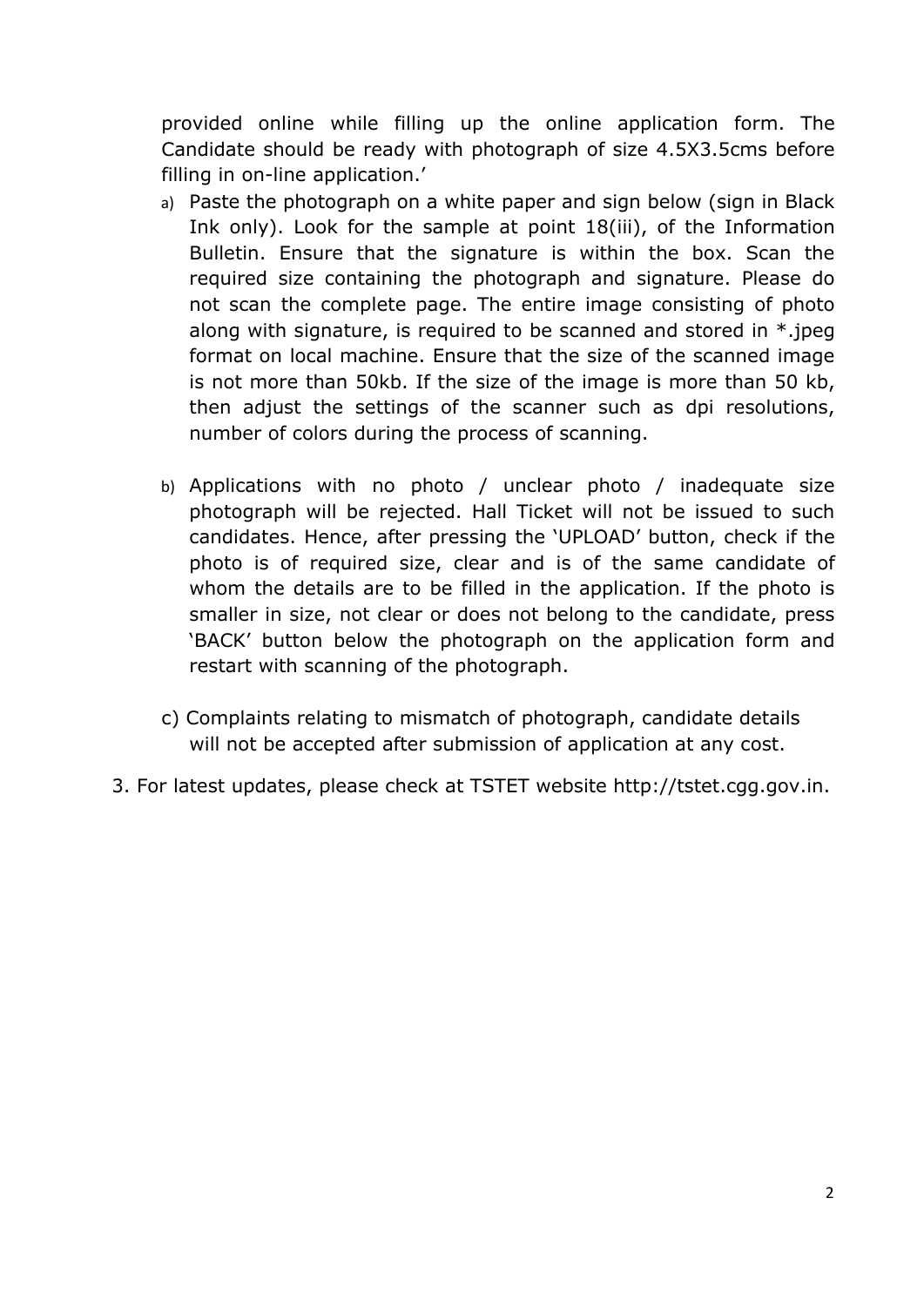provided online while filling up the online application form. The Candidate should be ready with photograph of size 4.5X3.5cms before filling in on-line application.'

a) Paste the photograph on a white paper and sign below (sign in Black Ink only). Look for the sample at point 18(iii), of the Information Bulletin. Ensure that the signature is within the box. Scan the required size containing the photograph and signature. Please do not scan the complete page. The entire image consisting of photo along with signature, is required to be scanned and stored in *.jpeg format on local machine. Ensure that the size of the scanned image is not more than 50kb. If the size of the image is more than 50 kb, then adjust the settings of the scanner such as dpi resolutions, number of colors during the process of scanning.

b) Applications with no photo / unclear photo / inadequate size photograph will be rejected. Hall Ticket will not be issued to such candidates. Hence, after pressing the 'UPLOAD' button, check if the photo is of required size, clear and is of the same candidate of whom the details are to be filled in the application. If the photo is smaller in size, not clear or does not belong to the candidate, press 'BACK' button below the photograph on the application form and restart with scanning of the photograph.

c) Complaints relating to mismatch of photograph, candidate details will not be accepted after submission of application at any cost.

3. For latest updates, please check at TSTET website http://tstet.cgg.gov.in.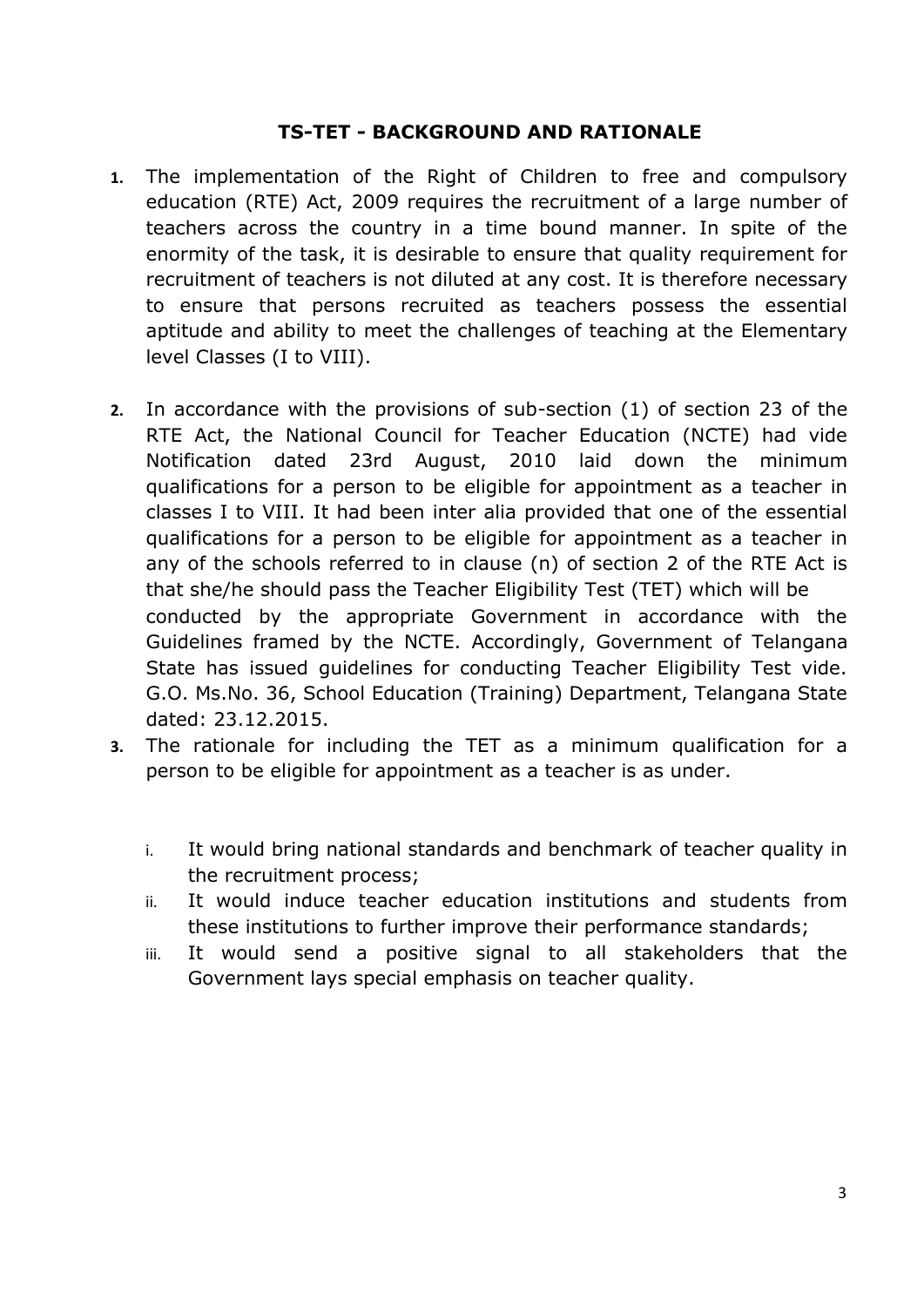## TS-TET - BACKGROUND AND RATIONALE

1. The implementation of the Right of Children to free and compulsory education (RTE) Act, 2009 requires the recruitment of a large number of teachers across the country in a time bound manner. In spite of the enormity of the task, it is desirable to ensure that quality requirement for recruitment of teachers is not diluted at any cost. It is therefore necessary to ensure that persons recruited as teachers possess the essential aptitude and ability to meet the challenges of teaching at the Elementary level Classes (I to VIII).

2. In accordance with the provisions of sub-section (1) of section 23 of the RTE Act, the National Council for Teacher Education (NCTE) had vide Notification dated 23rd August, 2010 laid down the minimum qualifications for a person to be eligible for appointment as a teacher in classes I to VIII. It had been inter alia provided that one of the essential qualifications for a person to be eligible for appointment as a teacher in any of the schools referred to in clause (n) of section 2 of the RTE Act is that she/he should pass the Teacher Eligibility Test (TET) which will be conducted by the appropriate Government in accordance with the Guidelines framed by the NCTE. Accordingly, Government of Telangana State has issued guidelines for conducting Teacher Eligibility Test vide. G.O. Ms.No. 36, School Education (Training) Department, Telangana State dated: 23.12.2015.

3. The rationale for including the TET as a minimum qualification for a person to be eligible for appointment as a teacher is as under.

   i. It would bring national standards and benchmark of teacher quality in the recruitment process;
   ii. It would induce teacher education institutions and students from these institutions to further improve their performance standards;
   iii. It would send a positive signal to all stakeholders that the Government lays special emphasis on teacher quality.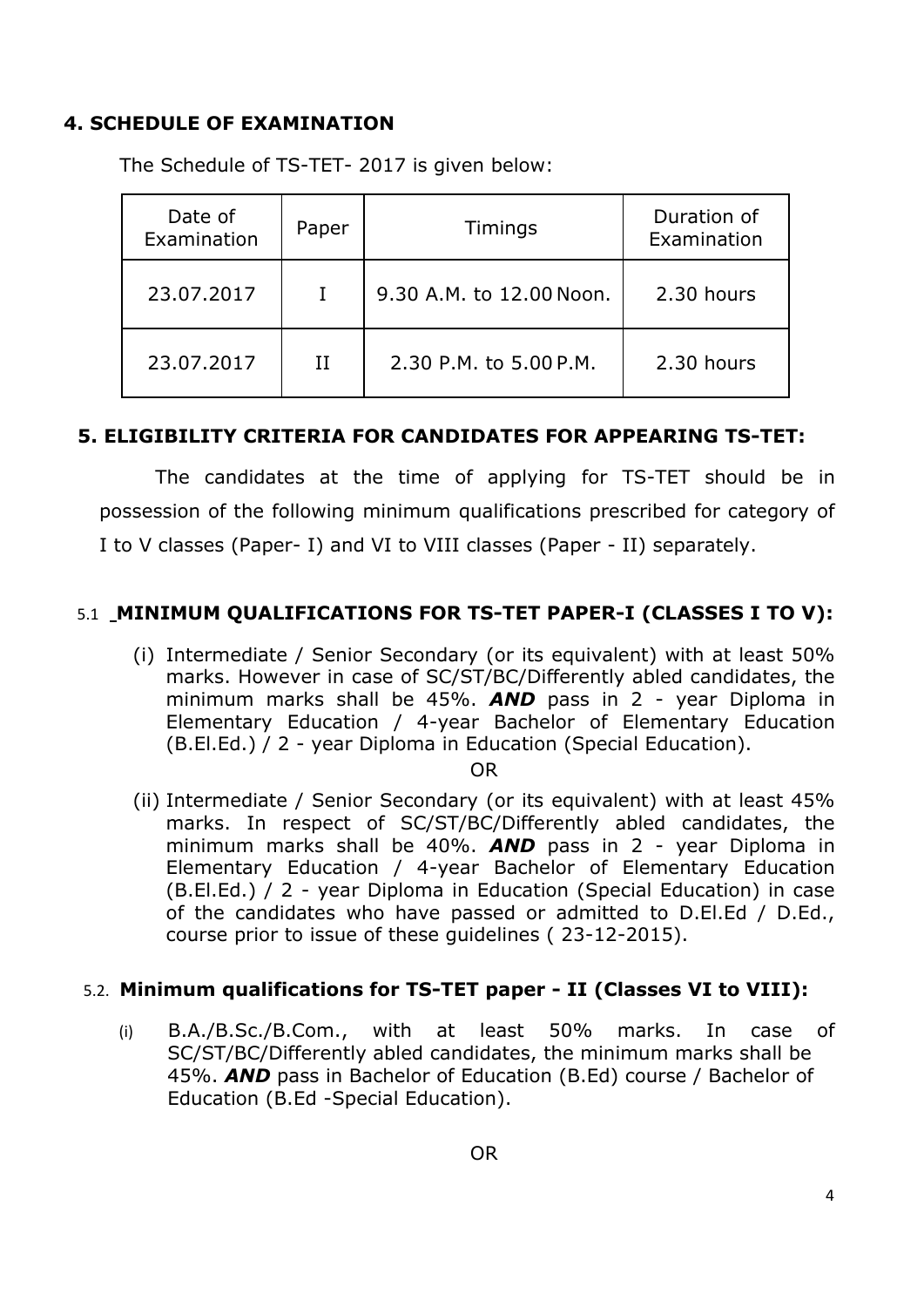## 4. SCHEDULE OF EXAMINATION

The Schedule of TS-TET- 2017 is given below:

| Date of Examination | Paper | Timings | Duration of Examination |
|---|---|---|---|
| 23.07.2017 | I | 9.30 A.M. to 12.00 Noon. | 2.30 hours |
| 23.07.2017 | II | 2.30 P.M. to 5.00 P.M. | 2.30 hours |

## 5. ELIGIBILITY CRITERIA FOR CANDIDATES FOR APPEARING TS-TET:

The candidates at the time of applying for TS-TET should be in possession of the following minimum qualifications prescribed for category of I to V classes (Paper- I) and VI to VIII classes (Paper - II) separately.

### 5.1 MINIMUM QUALIFICATIONS FOR TS-TET PAPER-I (CLASSES I TO V):

(i) Intermediate / Senior Secondary (or its equivalent) with at least 50% marks. However in case of SC/ST/BC/Differently abled candidates, the minimum marks shall be 45%. ***AND*** pass in 2 - year Diploma in Elementary Education / 4-year Bachelor of Elementary Education (B.El.Ed.) / 2 - year Diploma in Education (Special Education).

OR

(ii) Intermediate / Senior Secondary (or its equivalent) with at least 45% marks. In respect of SC/ST/BC/Differently abled candidates, the minimum marks shall be 40%. ***AND*** pass in 2 - year Diploma in Elementary Education / 4-year Bachelor of Elementary Education (B.El.Ed.) / 2 - year Diploma in Education (Special Education) in case of the candidates who have passed or admitted to D.El.Ed / D.Ed., course prior to issue of these guidelines ( 23-12-2015).

### 5.2. Minimum qualifications for TS-TET paper - II (Classes VI to VIII):

(i) B.A./B.Sc./B.Com., with at least 50% marks. In case of SC/ST/BC/Differently abled candidates, the minimum marks shall be 45%. ***AND*** pass in Bachelor of Education (B.Ed) course / Bachelor of Education (B.Ed -Special Education).

OR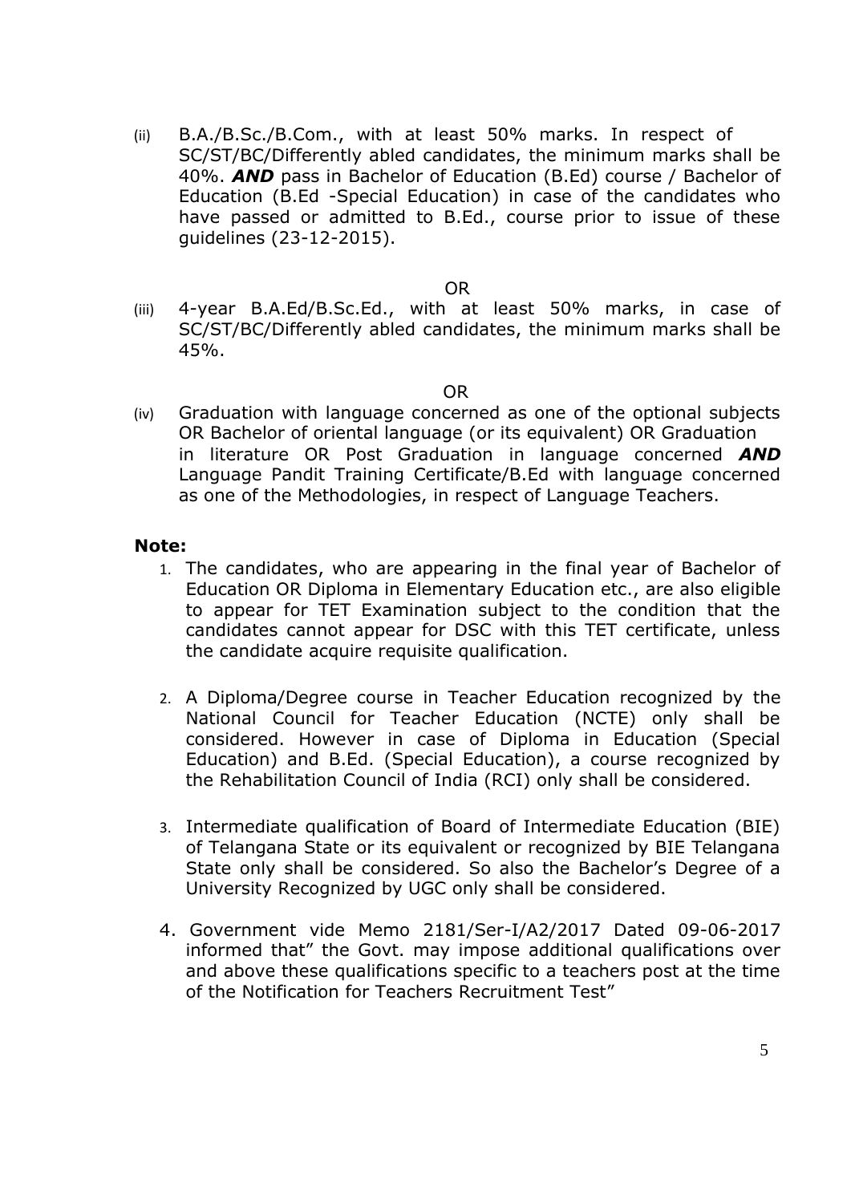(ii) B.A./B.Sc./B.Com., with at least 50% marks. In respect of SC/ST/BC/Differently abled candidates, the minimum marks shall be 40%. ***AND*** pass in Bachelor of Education (B.Ed) course / Bachelor of Education (B.Ed -Special Education) in case of the candidates who have passed or admitted to B.Ed., course prior to issue of these guidelines (23-12-2015).

OR

(iii) 4-year B.A.Ed/B.Sc.Ed., with at least 50% marks, in case of SC/ST/BC/Differently abled candidates, the minimum marks shall be 45%.

OR

(iv) Graduation with language concerned as one of the optional subjects OR Bachelor of oriental language (or its equivalent) OR Graduation in literature OR Post Graduation in language concerned ***AND*** Language Pandit Training Certificate/B.Ed with language concerned as one of the Methodologies, in respect of Language Teachers.

**Note:**

1. The candidates, who are appearing in the final year of Bachelor of Education OR Diploma in Elementary Education etc., are also eligible to appear for TET Examination subject to the condition that the candidates cannot appear for DSC with this TET certificate, unless the candidate acquire requisite qualification.

2. A Diploma/Degree course in Teacher Education recognized by the National Council for Teacher Education (NCTE) only shall be considered. However in case of Diploma in Education (Special Education) and B.Ed. (Special Education), a course recognized by the Rehabilitation Council of India (RCI) only shall be considered.

3. Intermediate qualification of Board of Intermediate Education (BIE) of Telangana State or its equivalent or recognized by BIE Telangana State only shall be considered. So also the Bachelor's Degree of a University Recognized by UGC only shall be considered.

4. Government vide Memo 2181/Ser-I/A2/2017 Dated 09-06-2017 informed that" the Govt. may impose additional qualifications over and above these qualifications specific to a teachers post at the time of the Notification for Teachers Recruitment Test"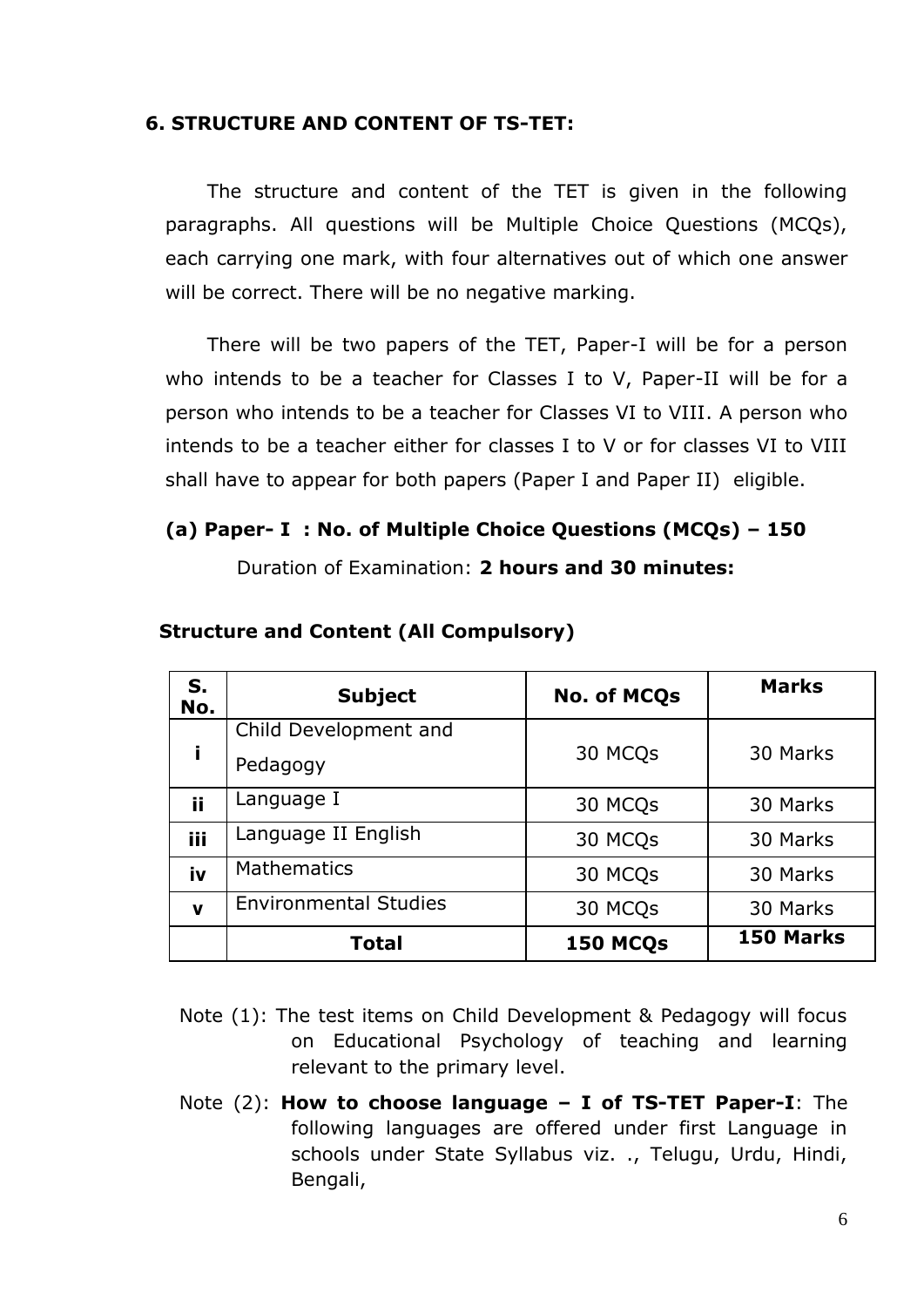## 6. STRUCTURE AND CONTENT OF TS-TET:

The structure and content of the TET is given in the following paragraphs. All questions will be Multiple Choice Questions (MCQs), each carrying one mark, with four alternatives out of which one answer will be correct. There will be no negative marking.

There will be two papers of the TET, Paper-I will be for a person who intends to be a teacher for Classes I to V, Paper-II will be for a person who intends to be a teacher for Classes VI to VIII. A person who intends to be a teacher either for classes I to V or for classes VI to VIII shall have to appear for both papers (Paper I and Paper II) eligible.

### (a) Paper- I : No. of Multiple Choice Questions (MCQs) – 150

Duration of Examination: **2 hours and 30 minutes:**

**Structure and Content (All Compulsory)**

| S. No. | Subject | No. of MCQs | Marks |
|---|---|---|---|
| **i** | Child Development and Pedagogy | 30 MCQs | 30 Marks |
| **ii** | Language I | 30 MCQs | 30 Marks |
| **iii** | Language II English | 30 MCQs | 30 Marks |
| **iv** | Mathematics | 30 MCQs | 30 Marks |
| **v** | Environmental Studies | 30 MCQs | 30 Marks |
| | **Total** | **150 MCQs** | **150 Marks** |

Note (1): The test items on Child Development & Pedagogy will focus on Educational Psychology of teaching and learning relevant to the primary level.

Note (2): **How to choose language – I of TS-TET Paper-I**: The following languages are offered under first Language in schools under State Syllabus viz. ., Telugu, Urdu, Hindi, Bengali,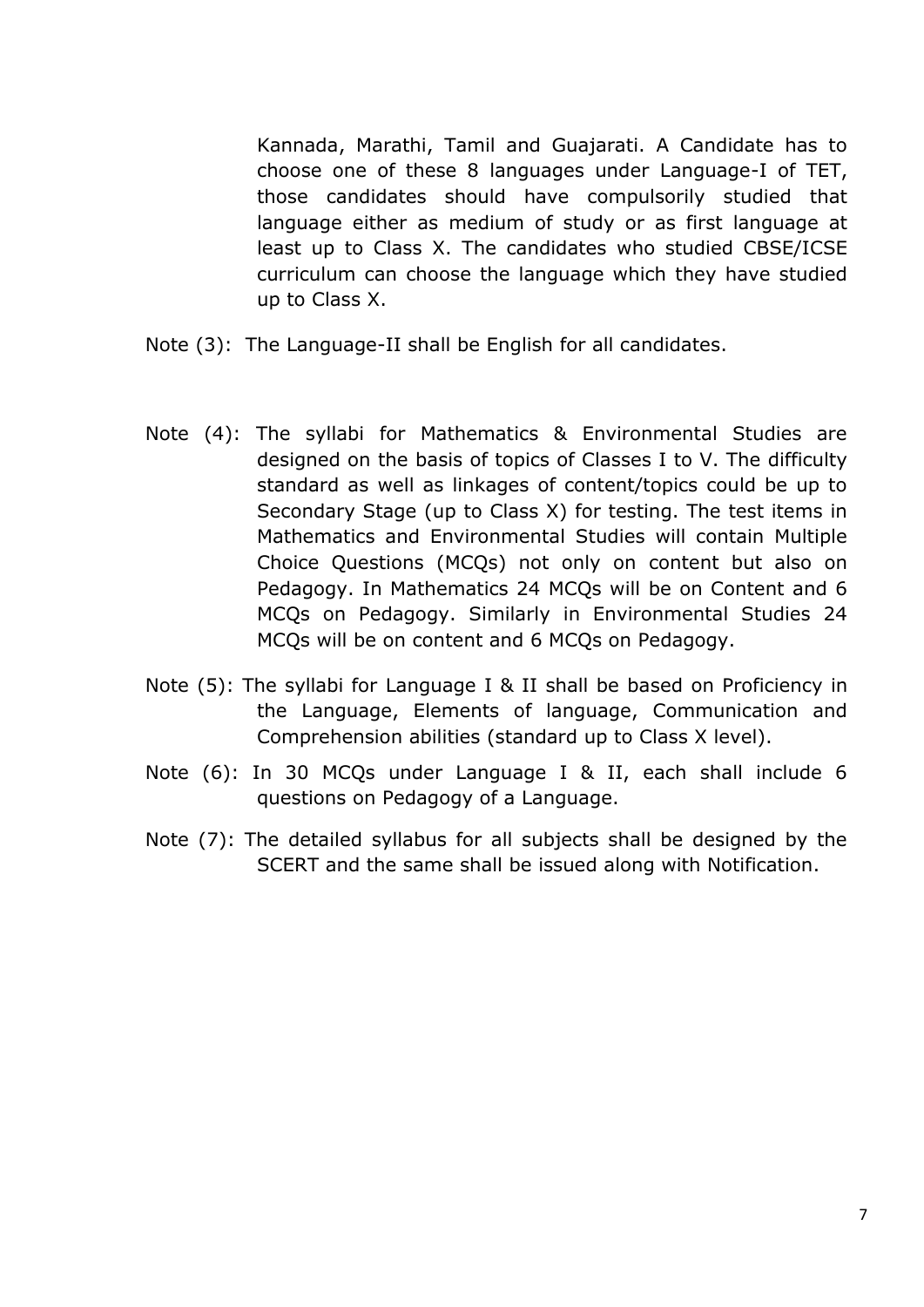Kannada, Marathi, Tamil and Guajarati. A Candidate has to choose one of these 8 languages under Language-I of TET, those candidates should have compulsorily studied that language either as medium of study or as first language at least up to Class X. The candidates who studied CBSE/ICSE curriculum can choose the language which they have studied up to Class X.

Note (3): The Language-II shall be English for all candidates.

Note (4): The syllabi for Mathematics & Environmental Studies are designed on the basis of topics of Classes I to V. The difficulty standard as well as linkages of content/topics could be up to Secondary Stage (up to Class X) for testing. The test items in Mathematics and Environmental Studies will contain Multiple Choice Questions (MCQs) not only on content but also on Pedagogy. In Mathematics 24 MCQs will be on Content and 6 MCQs on Pedagogy. Similarly in Environmental Studies 24 MCQs will be on content and 6 MCQs on Pedagogy.

Note (5): The syllabi for Language I & II shall be based on Proficiency in the Language, Elements of language, Communication and Comprehension abilities (standard up to Class X level).

Note (6): In 30 MCQs under Language I & II, each shall include 6 questions on Pedagogy of a Language.

Note (7): The detailed syllabus for all subjects shall be designed by the SCERT and the same shall be issued along with Notification.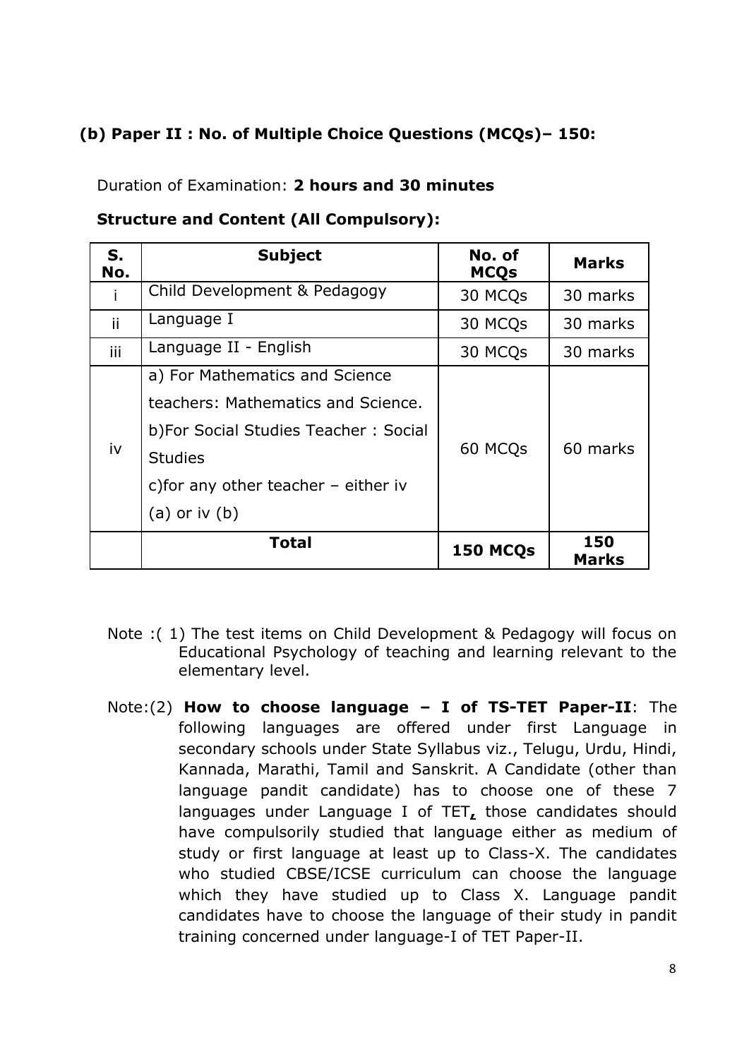## (b) Paper II : No. of Multiple Choice Questions (MCQs)– 150:

Duration of Examination: **2 hours and 30 minutes**

**Structure and Content (All Compulsory):**

| S. No. | Subject | No. of MCQs | Marks |
|---|---|---|---|
| i | Child Development & Pedagogy | 30 MCQs | 30 marks |
| ii | Language I | 30 MCQs | 30 marks |
| iii | Language II - English | 30 MCQs | 30 marks |
| iv | a) For Mathematics and Science teachers: Mathematics and Science. b)For Social Studies Teacher : Social Studies c)for any other teacher – either iv (a) or iv (b) | 60 MCQs | 60 marks |
| | **Total** | **150 MCQs** | **150 Marks** |

Note :( 1) The test items on Child Development & Pedagogy will focus on Educational Psychology of teaching and learning relevant to the elementary level.

Note:(2) **How to choose language – I of TS-TET Paper-II**: The following languages are offered under first Language in secondary schools under State Syllabus viz., Telugu, Urdu, Hindi, Kannada, Marathi, Tamil and Sanskrit. A Candidate (other than language pandit candidate) has to choose one of these 7 languages under Language I of TET**,** those candidates should have compulsorily studied that language either as medium of study or first language at least up to Class-X. The candidates who studied CBSE/ICSE curriculum can choose the language which they have studied up to Class X. Language pandit candidates have to choose the language of their study in pandit training concerned under language-I of TET Paper-II.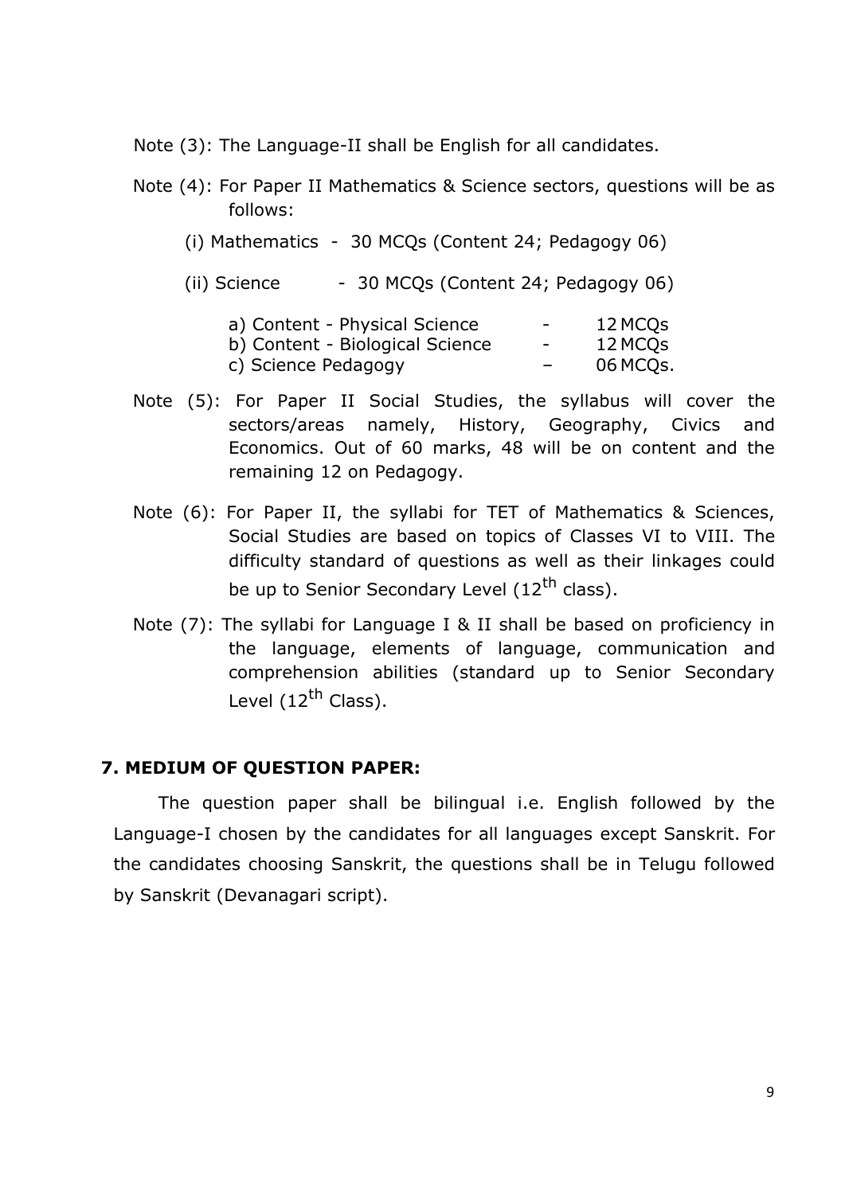Note (3): The Language-II shall be English for all candidates.

Note (4): For Paper II Mathematics & Science sectors, questions will be as follows:

(i) Mathematics - 30 MCQs (Content 24; Pedagogy 06)

(ii) Science - 30 MCQs (Content 24; Pedagogy 06)

a) Content - Physical Science - 12 MCQs
b) Content - Biological Science - 12 MCQs
c) Science Pedagogy – 06 MCQs.

Note (5): For Paper II Social Studies, the syllabus will cover the sectors/areas namely, History, Geography, Civics and Economics. Out of 60 marks, 48 will be on content and the remaining 12 on Pedagogy.

Note (6): For Paper II, the syllabi for TET of Mathematics & Sciences, Social Studies are based on topics of Classes VI to VIII. The difficulty standard of questions as well as their linkages could be up to Senior Secondary Level ($12^{th}$ class).

Note (7): The syllabi for Language I & II shall be based on proficiency in the language, elements of language, communication and comprehension abilities (standard up to Senior Secondary Level ($12^{th}$ Class).

## 7. MEDIUM OF QUESTION PAPER:

The question paper shall be bilingual i.e. English followed by the Language-I chosen by the candidates for all languages except Sanskrit. For the candidates choosing Sanskrit, the questions shall be in Telugu followed by Sanskrit (Devanagari script).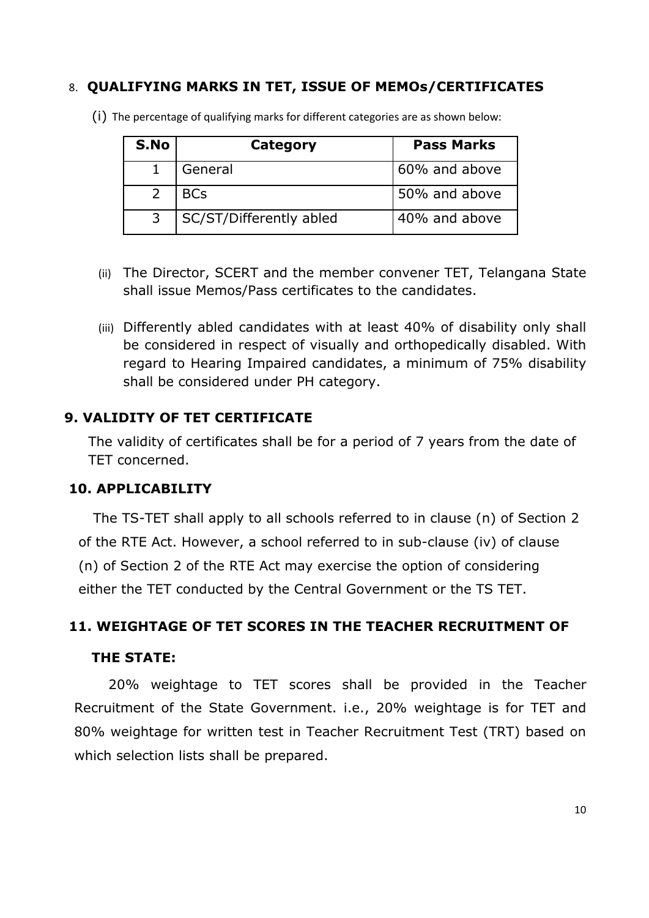## 8. QUALIFYING MARKS IN TET, ISSUE OF MEMOs/CERTIFICATES

(i) The percentage of qualifying marks for different categories are as shown below:

| S.No | Category | Pass Marks |
|---|---|---|
| 1 | General | 60% and above |
| 2 | BCs | 50% and above |
| 3 | SC/ST/Differently abled | 40% and above |

(ii) The Director, SCERT and the member convener TET, Telangana State shall issue Memos/Pass certificates to the candidates.

(iii) Differently abled candidates with at least 40% of disability only shall be considered in respect of visually and orthopedically disabled. With regard to Hearing Impaired candidates, a minimum of 75% disability shall be considered under PH category.

## 9. VALIDITY OF TET CERTIFICATE

The validity of certificates shall be for a period of 7 years from the date of TET concerned.

## 10. APPLICABILITY

The TS-TET shall apply to all schools referred to in clause (n) of Section 2 of the RTE Act. However, a school referred to in sub-clause (iv) of clause (n) of Section 2 of the RTE Act may exercise the option of considering either the TET conducted by the Central Government or the TS TET.

## 11. WEIGHTAGE OF TET SCORES IN THE TEACHER RECRUITMENT OF THE STATE:

20% weightage to TET scores shall be provided in the Teacher Recruitment of the State Government. i.e., 20% weightage is for TET and 80% weightage for written test in Teacher Recruitment Test (TRT) based on which selection lists shall be prepared.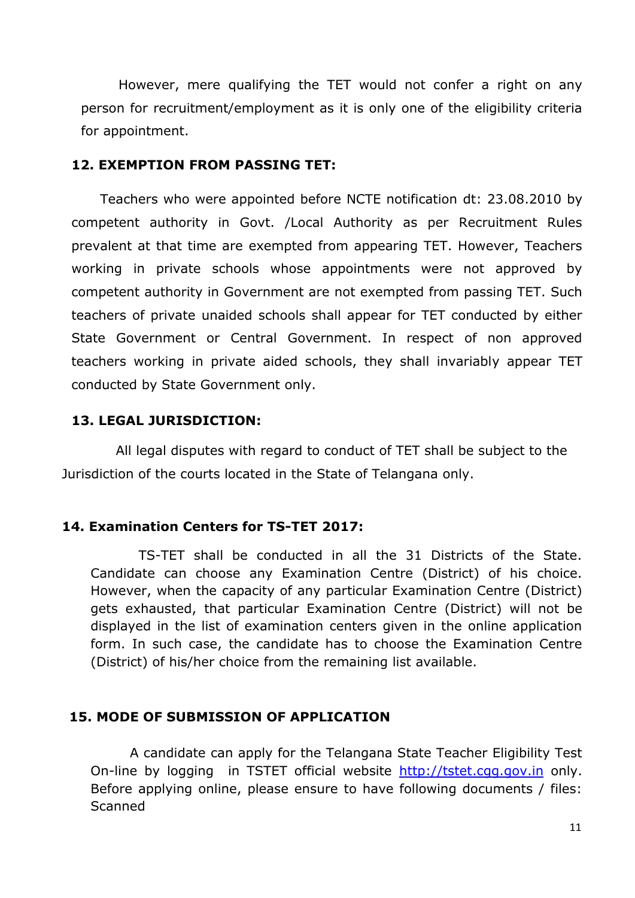However, mere qualifying the TET would not confer a right on any person for recruitment/employment as it is only one of the eligibility criteria for appointment.

## 12. EXEMPTION FROM PASSING TET:

Teachers who were appointed before NCTE notification dt: 23.08.2010 by competent authority in Govt. /Local Authority as per Recruitment Rules prevalent at that time are exempted from appearing TET. However, Teachers working in private schools whose appointments were not approved by competent authority in Government are not exempted from passing TET. Such teachers of private unaided schools shall appear for TET conducted by either State Government or Central Government. In respect of non approved teachers working in private aided schools, they shall invariably appear TET conducted by State Government only.

## 13. LEGAL JURISDICTION:

All legal disputes with regard to conduct of TET shall be subject to the Jurisdiction of the courts located in the State of Telangana only.

## 14. Examination Centers for TS-TET 2017:

TS-TET shall be conducted in all the 31 Districts of the State. Candidate can choose any Examination Centre (District) of his choice. However, when the capacity of any particular Examination Centre (District) gets exhausted, that particular Examination Centre (District) will not be displayed in the list of examination centers given in the online application form. In such case, the candidate has to choose the Examination Centre (District) of his/her choice from the remaining list available.

## 15. MODE OF SUBMISSION OF APPLICATION

A candidate can apply for the Telangana State Teacher Eligibility Test On-line by logging in TSTET official website http://tstet.cgg.gov.in only. Before applying online, please ensure to have following documents / files: Scanned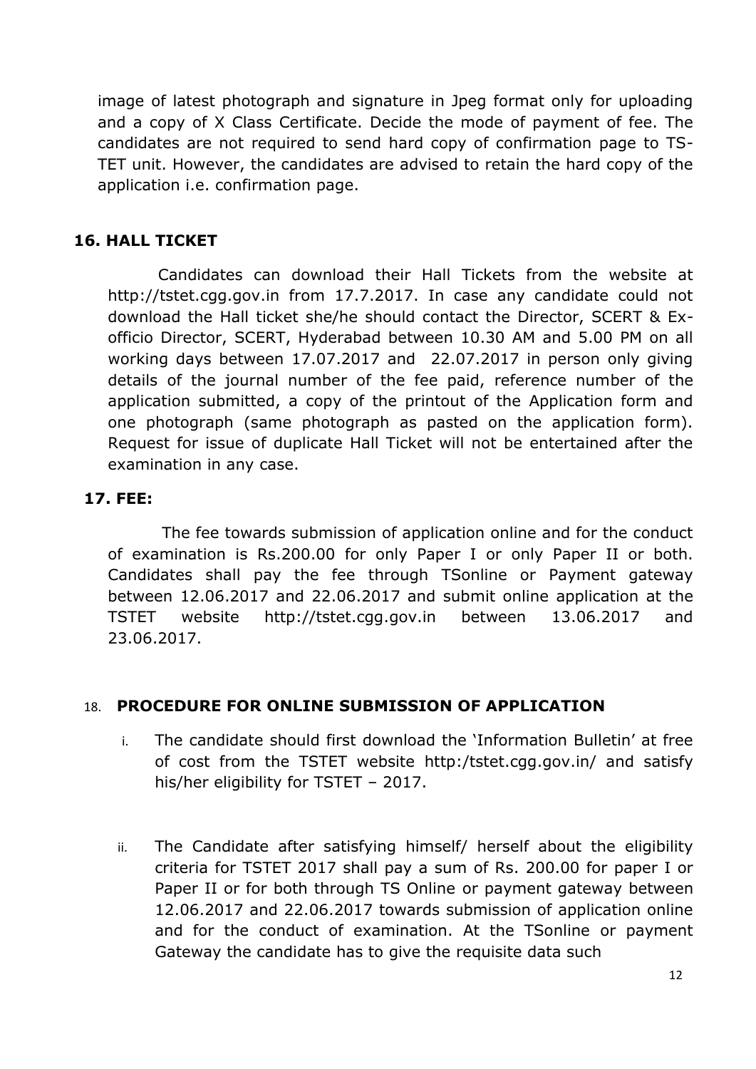image of latest photograph and signature in Jpeg format only for uploading and a copy of X Class Certificate. Decide the mode of payment of fee. The candidates are not required to send hard copy of confirmation page to TS-TET unit. However, the candidates are advised to retain the hard copy of the application i.e. confirmation page.

## 16. HALL TICKET

Candidates can download their Hall Tickets from the website at http://tstet.cgg.gov.in from 17.7.2017. In case any candidate could not download the Hall ticket she/he should contact the Director, SCERT & Ex-officio Director, SCERT, Hyderabad between 10.30 AM and 5.00 PM on all working days between 17.07.2017 and 22.07.2017 in person only giving details of the journal number of the fee paid, reference number of the application submitted, a copy of the printout of the Application form and one photograph (same photograph as pasted on the application form). Request for issue of duplicate Hall Ticket will not be entertained after the examination in any case.

## 17. FEE:

The fee towards submission of application online and for the conduct of examination is Rs.200.00 for only Paper I or only Paper II or both. Candidates shall pay the fee through TSonline or Payment gateway between 12.06.2017 and 22.06.2017 and submit online application at the TSTET website http://tstet.cgg.gov.in between 13.06.2017 and 23.06.2017.

## 18. PROCEDURE FOR ONLINE SUBMISSION OF APPLICATION

i. The candidate should first download the 'Information Bulletin' at free of cost from the TSTET website http:/tstet.cgg.gov.in/ and satisfy his/her eligibility for TSTET – 2017.

ii. The Candidate after satisfying himself/ herself about the eligibility criteria for TSTET 2017 shall pay a sum of Rs. 200.00 for paper I or Paper II or for both through TS Online or payment gateway between 12.06.2017 and 22.06.2017 towards submission of application online and for the conduct of examination. At the TSonline or payment Gateway the candidate has to give the requisite data such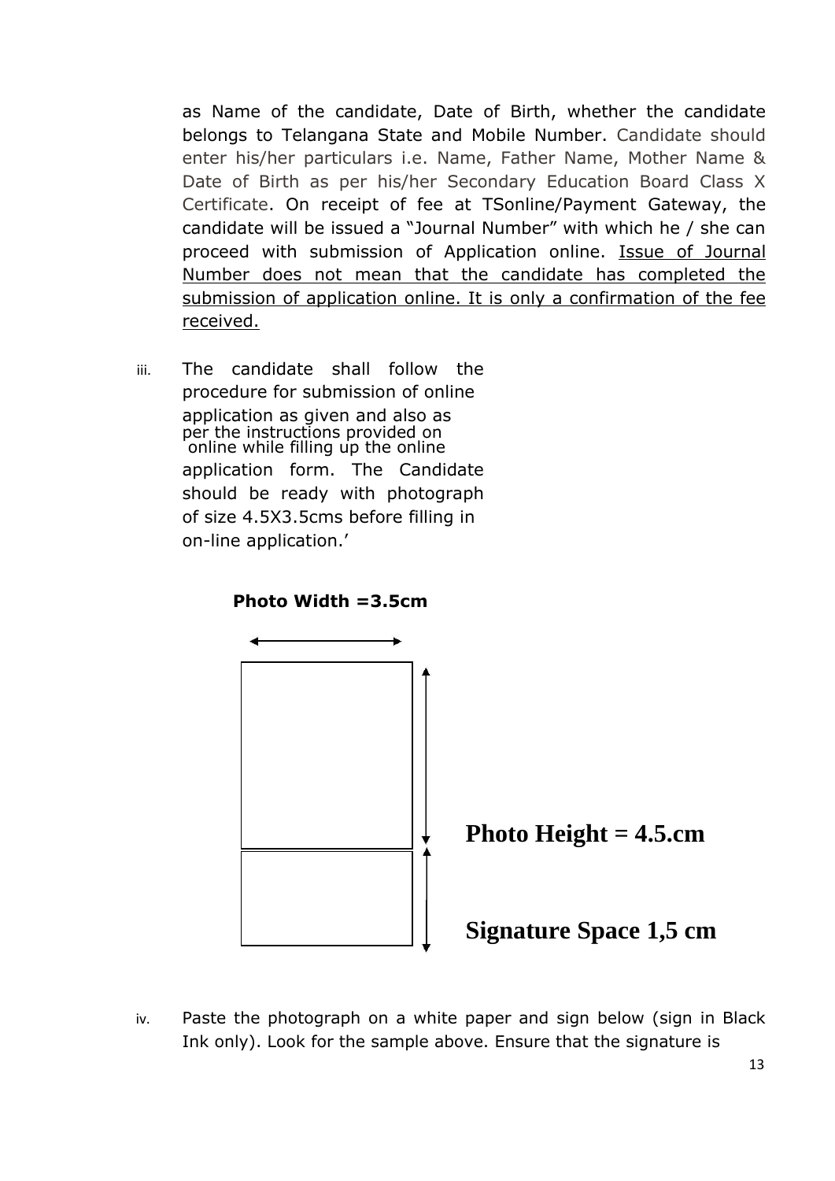as Name of the candidate, Date of Birth, whether the candidate belongs to Telangana State and Mobile Number. Candidate should enter his/her particulars i.e. Name, Father Name, Mother Name & Date of Birth as per his/her Secondary Education Board Class X Certificate. On receipt of fee at TSonline/Payment Gateway, the candidate will be issued a "Journal Number" with which he / she can proceed with submission of Application online. Issue of Journal Number does not mean that the candidate has completed the submission of application online. It is only a confirmation of the fee received.

iii. The candidate shall follow the procedure for submission of online application as given and also as per the instructions provided on online while filling up the online application form. The Candidate should be ready with photograph of size 4.5X3.5cms before filling in on-line application.'

**Photo Width =3.5cm**

**Photo Height = 4.5.cm**

**Signature Space 1,5 cm**

iv. Paste the photograph on a white paper and sign below (sign in Black Ink only). Look for the sample above. Ensure that the signature is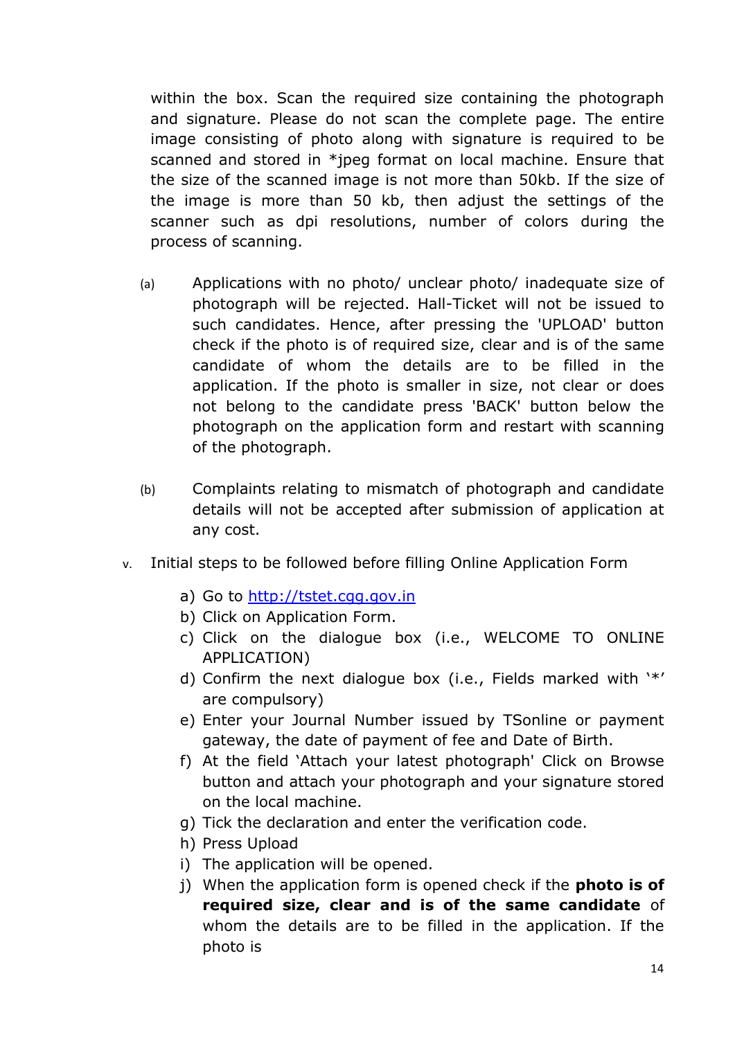within the box. Scan the required size containing the photograph and signature. Please do not scan the complete page. The entire image consisting of photo along with signature is required to be scanned and stored in *jpeg format on local machine. Ensure that the size of the scanned image is not more than 50kb. If the size of the image is more than 50 kb, then adjust the settings of the scanner such as dpi resolutions, number of colors during the process of scanning.

(a) Applications with no photo/ unclear photo/ inadequate size of photograph will be rejected. Hall-Ticket will not be issued to such candidates. Hence, after pressing the 'UPLOAD' button check if the photo is of required size, clear and is of the same candidate of whom the details are to be filled in the application. If the photo is smaller in size, not clear or does not belong to the candidate press 'BACK' button below the photograph on the application form and restart with scanning of the photograph.

(b) Complaints relating to mismatch of photograph and candidate details will not be accepted after submission of application at any cost.

v. Initial steps to be followed before filling Online Application Form

a) Go to [http://tstet.cgg.gov.in](http://tstet.cgg.gov.in)
b) Click on Application Form.
c) Click on the dialogue box (i.e., WELCOME TO ONLINE APPLICATION)
d) Confirm the next dialogue box (i.e., Fields marked with '*' are compulsory)
e) Enter your Journal Number issued by TSonline or payment gateway, the date of payment of fee and Date of Birth.
f) At the field 'Attach your latest photograph' Click on Browse button and attach your photograph and your signature stored on the local machine.
g) Tick the declaration and enter the verification code.
h) Press Upload
i) The application will be opened.
j) When the application form is opened check if the **photo is of required size, clear and is of the same candidate** of whom the details are to be filled in the application. If the photo is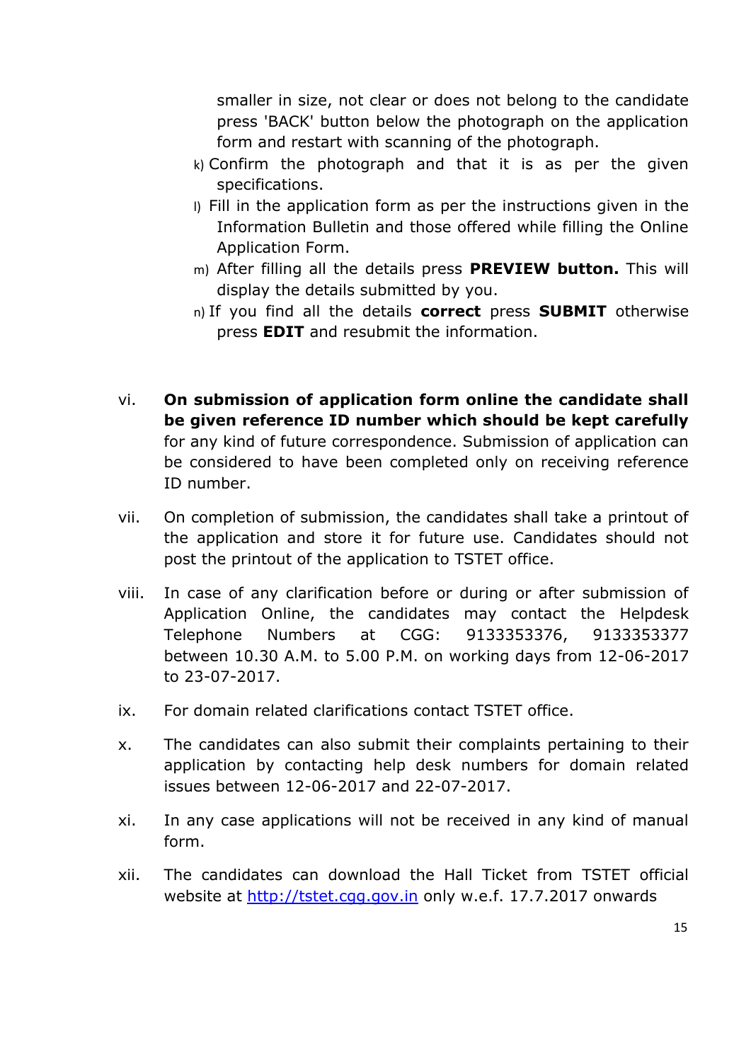smaller in size, not clear or does not belong to the candidate press 'BACK' button below the photograph on the application form and restart with scanning of the photograph.

k) Confirm the photograph and that it is as per the given specifications.

l) Fill in the application form as per the instructions given in the Information Bulletin and those offered while filling the Online Application Form.

m) After filling all the details press **PREVIEW button.** This will display the details submitted by you.

n) If you find all the details **correct** press **SUBMIT** otherwise press **EDIT** and resubmit the information.

vi. **On submission of application form online the candidate shall be given reference ID number which should be kept carefully** for any kind of future correspondence. Submission of application can be considered to have been completed only on receiving reference ID number.

vii. On completion of submission, the candidates shall take a printout of the application and store it for future use. Candidates should not post the printout of the application to TSTET office.

viii. In case of any clarification before or during or after submission of Application Online, the candidates may contact the Helpdesk Telephone Numbers at CGG: 9133353376, 9133353377 between 10.30 A.M. to 5.00 P.M. on working days from 12-06-2017 to 23-07-2017.

ix. For domain related clarifications contact TSTET office.

x. The candidates can also submit their complaints pertaining to their application by contacting help desk numbers for domain related issues between 12-06-2017 and 22-07-2017.

xi. In any case applications will not be received in any kind of manual form.

xii. The candidates can download the Hall Ticket from TSTET official website at [http://tstet.cgg.gov.in](http://tstet.cgg.gov.in) only w.e.f. 17.7.2017 onwards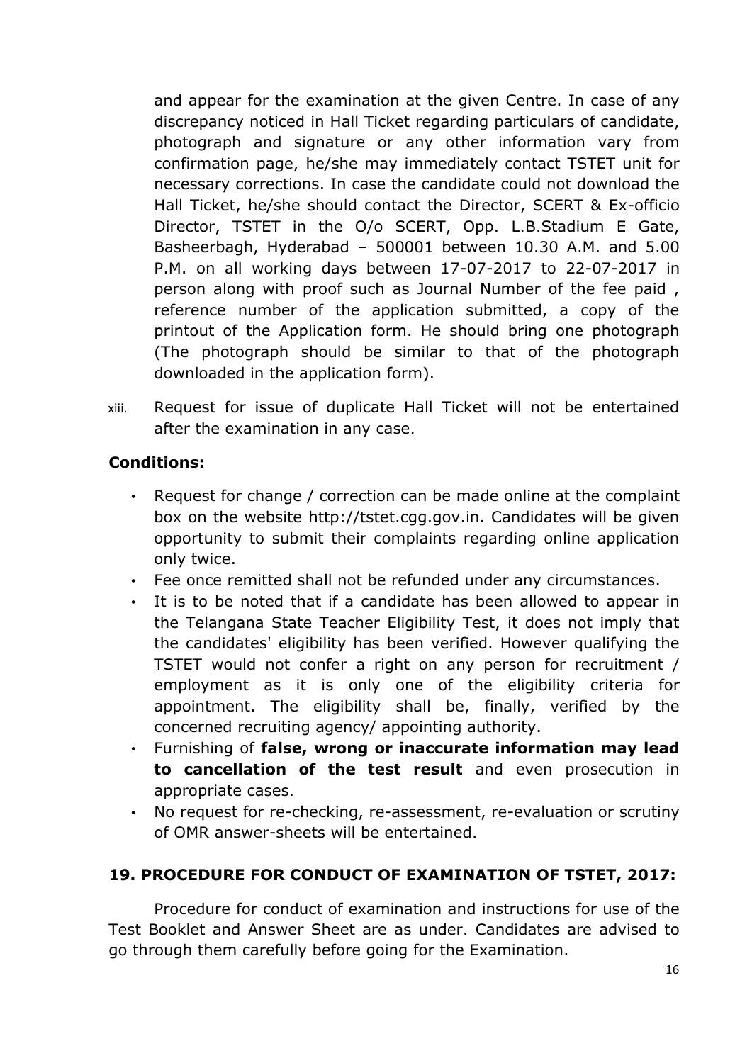and appear for the examination at the given Centre. In case of any discrepancy noticed in Hall Ticket regarding particulars of candidate, photograph and signature or any other information vary from confirmation page, he/she may immediately contact TSTET unit for necessary corrections. In case the candidate could not download the Hall Ticket, he/she should contact the Director, SCERT & Ex-officio Director, TSTET in the O/o SCERT, Opp. L.B.Stadium E Gate, Basheerbagh, Hyderabad – 500001 between 10.30 A.M. and 5.00 P.M. on all working days between 17-07-2017 to 22-07-2017 in person along with proof such as Journal Number of the fee paid , reference number of the application submitted, a copy of the printout of the Application form. He should bring one photograph (The photograph should be similar to that of the photograph downloaded in the application form).

xiii. Request for issue of duplicate Hall Ticket will not be entertained after the examination in any case.

**Conditions:**

- Request for change / correction can be made online at the complaint box on the website http://tstet.cgg.gov.in. Candidates will be given opportunity to submit their complaints regarding online application only twice.
- Fee once remitted shall not be refunded under any circumstances.
- It is to be noted that if a candidate has been allowed to appear in the Telangana State Teacher Eligibility Test, it does not imply that the candidates' eligibility has been verified. However qualifying the TSTET would not confer a right on any person for recruitment / employment as it is only one of the eligibility criteria for appointment. The eligibility shall be, finally, verified by the concerned recruiting agency/ appointing authority.
- Furnishing of **false, wrong or inaccurate information may lead to cancellation of the test result** and even prosecution in appropriate cases.
- No request for re-checking, re-assessment, re-evaluation or scrutiny of OMR answer-sheets will be entertained.

## 19. PROCEDURE FOR CONDUCT OF EXAMINATION OF TSTET, 2017:

Procedure for conduct of examination and instructions for use of the Test Booklet and Answer Sheet are as under. Candidates are advised to go through them carefully before going for the Examination.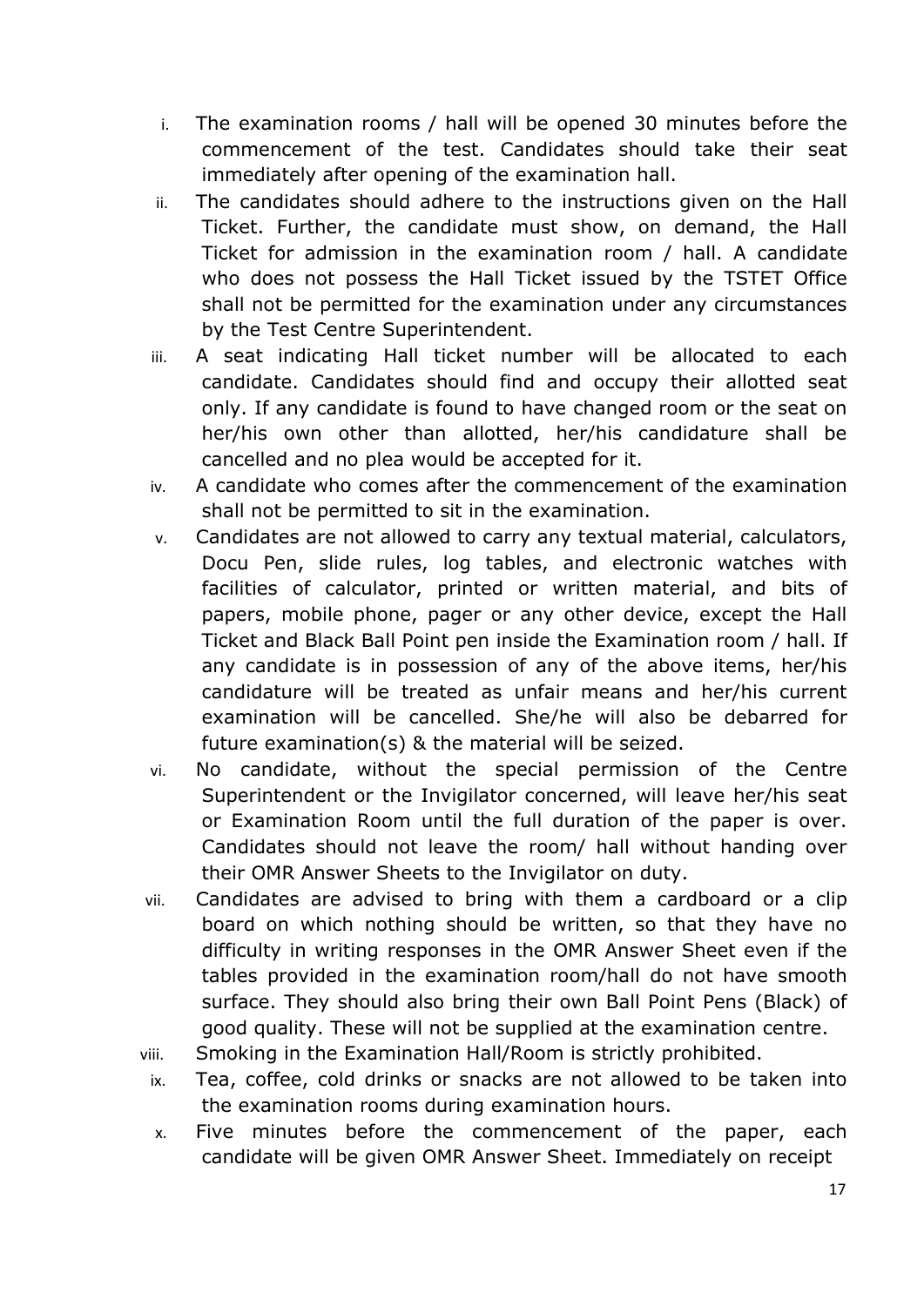i. The examination rooms / hall will be opened 30 minutes before the commencement of the test. Candidates should take their seat immediately after opening of the examination hall.

ii. The candidates should adhere to the instructions given on the Hall Ticket. Further, the candidate must show, on demand, the Hall Ticket for admission in the examination room / hall. A candidate who does not possess the Hall Ticket issued by the TSTET Office shall not be permitted for the examination under any circumstances by the Test Centre Superintendent.

iii. A seat indicating Hall ticket number will be allocated to each candidate. Candidates should find and occupy their allotted seat only. If any candidate is found to have changed room or the seat on her/his own other than allotted, her/his candidature shall be cancelled and no plea would be accepted for it.

iv. A candidate who comes after the commencement of the examination shall not be permitted to sit in the examination.

v. Candidates are not allowed to carry any textual material, calculators, Docu Pen, slide rules, log tables, and electronic watches with facilities of calculator, printed or written material, and bits of papers, mobile phone, pager or any other device, except the Hall Ticket and Black Ball Point pen inside the Examination room / hall. If any candidate is in possession of any of the above items, her/his candidature will be treated as unfair means and her/his current examination will be cancelled. She/he will also be debarred for future examination(s) & the material will be seized.

vi. No candidate, without the special permission of the Centre Superintendent or the Invigilator concerned, will leave her/his seat or Examination Room until the full duration of the paper is over. Candidates should not leave the room/ hall without handing over their OMR Answer Sheets to the Invigilator on duty.

vii. Candidates are advised to bring with them a cardboard or a clip board on which nothing should be written, so that they have no difficulty in writing responses in the OMR Answer Sheet even if the tables provided in the examination room/hall do not have smooth surface. They should also bring their own Ball Point Pens (Black) of good quality. These will not be supplied at the examination centre.

viii. Smoking in the Examination Hall/Room is strictly prohibited.

ix. Tea, coffee, cold drinks or snacks are not allowed to be taken into the examination rooms during examination hours.

x. Five minutes before the commencement of the paper, each candidate will be given OMR Answer Sheet. Immediately on receipt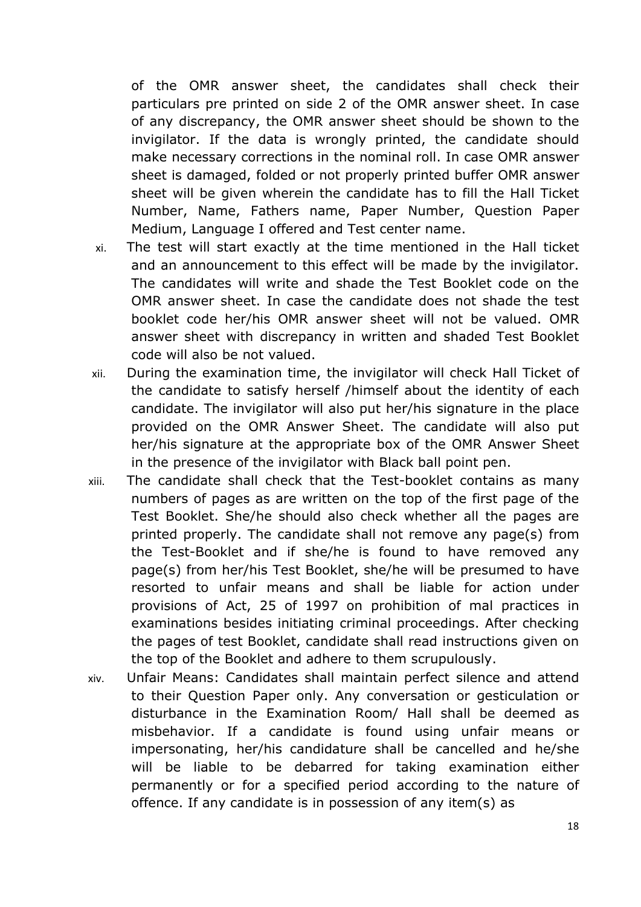of the OMR answer sheet, the candidates shall check their particulars pre printed on side 2 of the OMR answer sheet. In case of any discrepancy, the OMR answer sheet should be shown to the invigilator. If the data is wrongly printed, the candidate should make necessary corrections in the nominal roll. In case OMR answer sheet is damaged, folded or not properly printed buffer OMR answer sheet will be given wherein the candidate has to fill the Hall Ticket Number, Name, Fathers name, Paper Number, Question Paper Medium, Language I offered and Test center name.

xi. The test will start exactly at the time mentioned in the Hall ticket and an announcement to this effect will be made by the invigilator. The candidates will write and shade the Test Booklet code on the OMR answer sheet. In case the candidate does not shade the test booklet code her/his OMR answer sheet will not be valued. OMR answer sheet with discrepancy in written and shaded Test Booklet code will also be not valued.

xii. During the examination time, the invigilator will check Hall Ticket of the candidate to satisfy herself /himself about the identity of each candidate. The invigilator will also put her/his signature in the place provided on the OMR Answer Sheet. The candidate will also put her/his signature at the appropriate box of the OMR Answer Sheet in the presence of the invigilator with Black ball point pen.

xiii. The candidate shall check that the Test-booklet contains as many numbers of pages as are written on the top of the first page of the Test Booklet. She/he should also check whether all the pages are printed properly. The candidate shall not remove any page(s) from the Test-Booklet and if she/he is found to have removed any page(s) from her/his Test Booklet, she/he will be presumed to have resorted to unfair means and shall be liable for action under provisions of Act, 25 of 1997 on prohibition of mal practices in examinations besides initiating criminal proceedings. After checking the pages of test Booklet, candidate shall read instructions given on the top of the Booklet and adhere to them scrupulously.

xiv. Unfair Means: Candidates shall maintain perfect silence and attend to their Question Paper only. Any conversation or gesticulation or disturbance in the Examination Room/ Hall shall be deemed as misbehavior. If a candidate is found using unfair means or impersonating, her/his candidature shall be cancelled and he/she will be liable to be debarred for taking examination either permanently or for a specified period according to the nature of offence. If any candidate is in possession of any item(s) as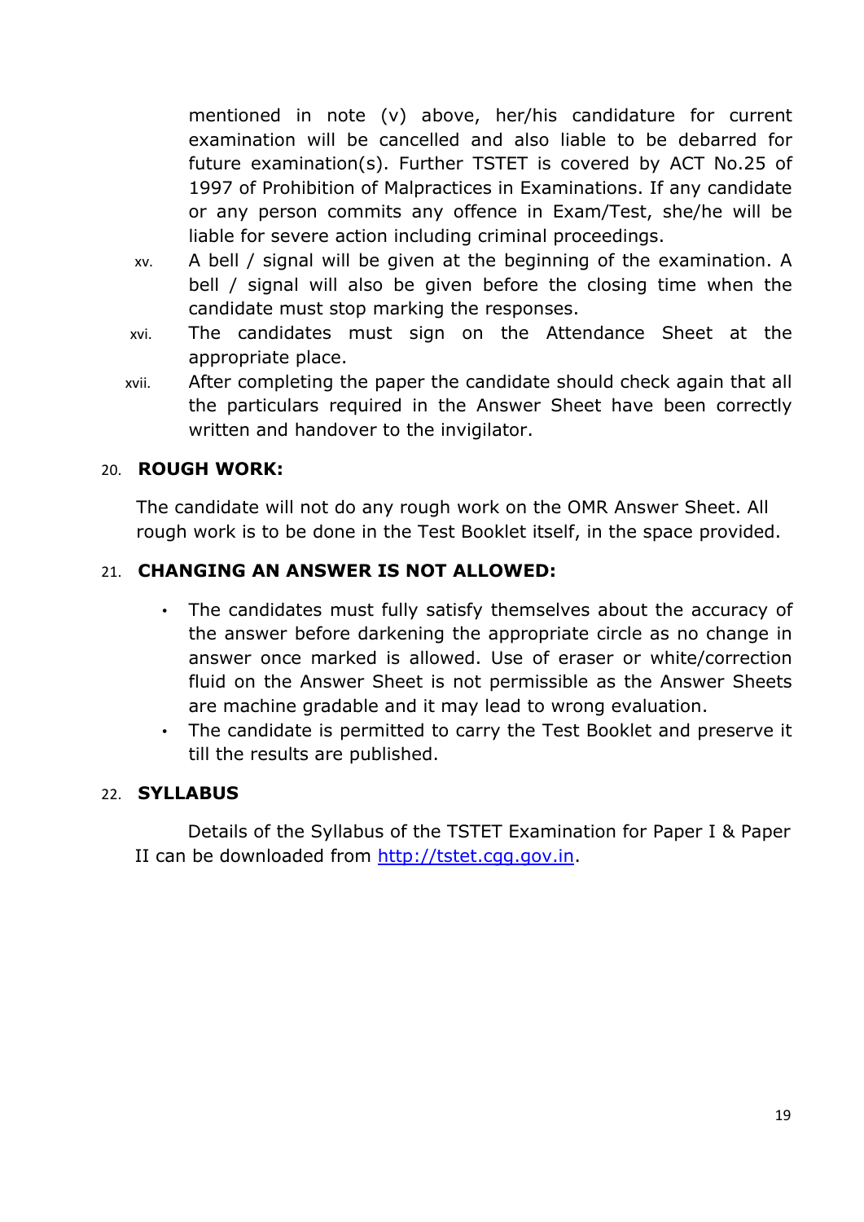mentioned in note (v) above, her/his candidature for current examination will be cancelled and also liable to be debarred for future examination(s). Further TSTET is covered by ACT No.25 of 1997 of Prohibition of Malpractices in Examinations. If any candidate or any person commits any offence in Exam/Test, she/he will be liable for severe action including criminal proceedings.

xv. A bell / signal will be given at the beginning of the examination. A bell / signal will also be given before the closing time when the candidate must stop marking the responses.

xvi. The candidates must sign on the Attendance Sheet at the appropriate place.

xvii. After completing the paper the candidate should check again that all the particulars required in the Answer Sheet have been correctly written and handover to the invigilator.

20. **ROUGH WORK:**

The candidate will not do any rough work on the OMR Answer Sheet. All rough work is to be done in the Test Booklet itself, in the space provided.

21. **CHANGING AN ANSWER IS NOT ALLOWED:**

- The candidates must fully satisfy themselves about the accuracy of the answer before darkening the appropriate circle as no change in answer once marked is allowed. Use of eraser or white/correction fluid on the Answer Sheet is not permissible as the Answer Sheets are machine gradable and it may lead to wrong evaluation.
- The candidate is permitted to carry the Test Booklet and preserve it till the results are published.

22. **SYLLABUS**

Details of the Syllabus of the TSTET Examination for Paper I & Paper II can be downloaded from http://tstet.cgg.gov.in.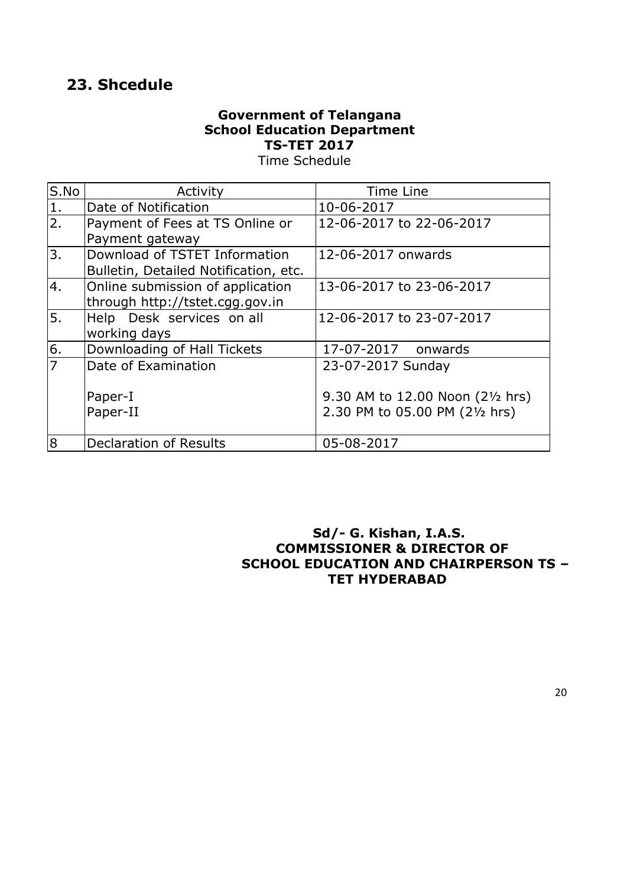## 23. Shcedule

**Government of Telangana**
**School Education Department**
**TS-TET 2017**
Time Schedule

| S.No | Activity | Time Line |
|---|---|---|
| 1. | Date of Notification | 10-06-2017 |
| 2. | Payment of Fees at TS Online or Payment gateway | 12-06-2017 to 22-06-2017 |
| 3. | Download of TSTET Information Bulletin, Detailed Notification, etc. | 12-06-2017 onwards |
| 4. | Online submission of application through http://tstet.cgg.gov.in | 13-06-2017 to 23-06-2017 |
| 5. | Help Desk services on all working days | 12-06-2017 to 23-07-2017 |
| 6. | Downloading of Hall Tickets | 17-07-2017 onwards |
| 7 | Date of Examination<br><br>Paper-I<br>Paper-II | 23-07-2017 Sunday<br><br>9.30 AM to 12.00 Noon (2½ hrs)<br>2.30 PM to 05.00 PM (2½ hrs) |
| 8 | Declaration of Results | 05-08-2017 |

**Sd/- G. Kishan, I.A.S.**
**COMMISSIONER & DIRECTOR OF SCHOOL EDUCATION AND CHAIRPERSON TS – TET HYDERABAD**